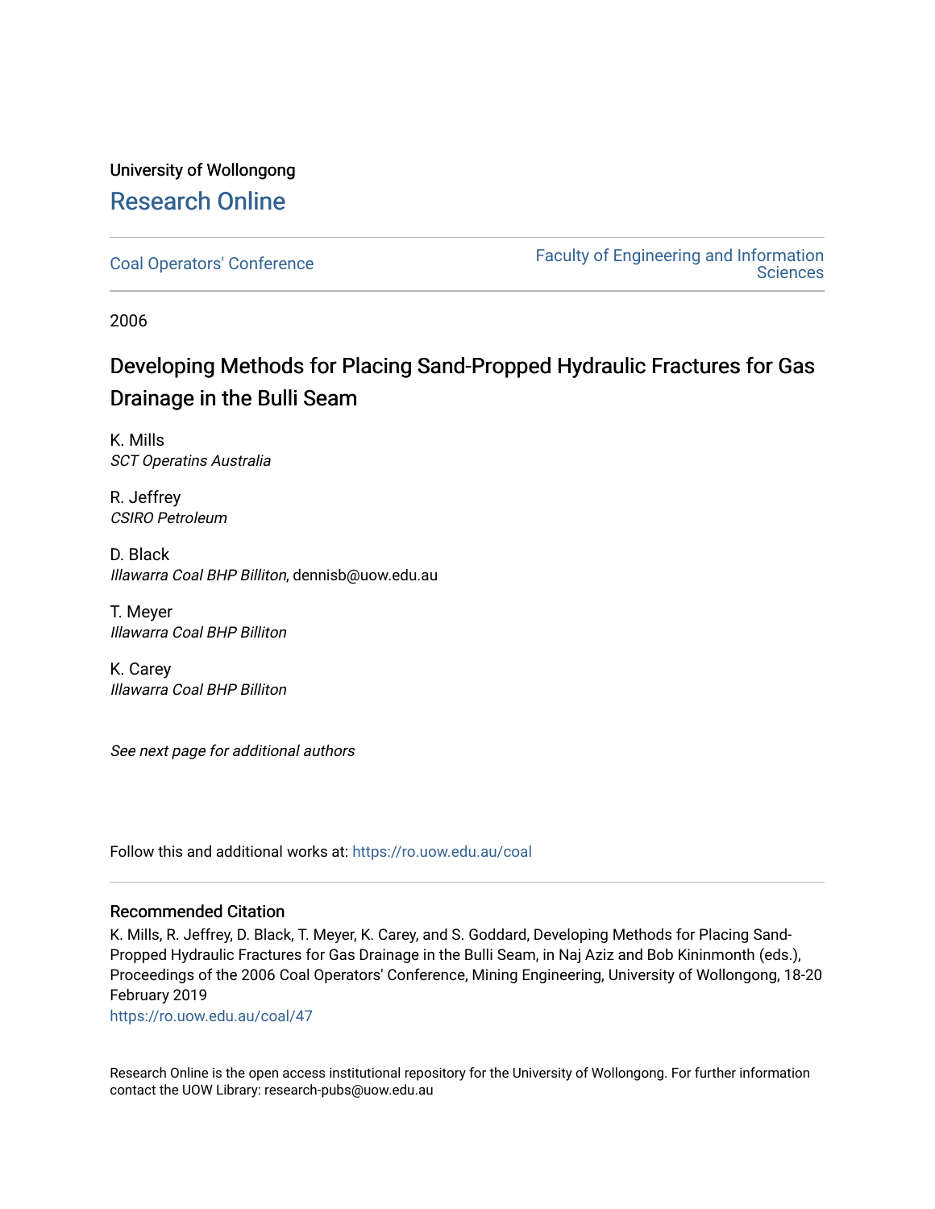University of Wollongong

## Research Online

Coal Operators' Conference

Faculty of Engineering and Information Sciences

2006

# Developing Methods for Placing Sand-Propped Hydraulic Fractures for Gas Drainage in the Bulli Seam

K. Mills
*SCT Operatins Australia*

R. Jeffrey
*CSIRO Petroleum*

D. Black
*Illawarra Coal BHP Billiton*, dennisb@uow.edu.au

T. Meyer
*Illawarra Coal BHP Billiton*

K. Carey
*Illawarra Coal BHP Billiton*

*See next page for additional authors*

Follow this and additional works at: https://ro.uow.edu.au/coal

### Recommended Citation

K. Mills, R. Jeffrey, D. Black, T. Meyer, K. Carey, and S. Goddard, Developing Methods for Placing Sand-Propped Hydraulic Fractures for Gas Drainage in the Bulli Seam, in Naj Aziz and Bob Kininmonth (eds.), Proceedings of the 2006 Coal Operators' Conference, Mining Engineering, University of Wollongong, 18-20 February 2019

https://ro.uow.edu.au/coal/47

Research Online is the open access institutional repository for the University of Wollongong. For further information contact the UOW Library: research-pubs@uow.edu.au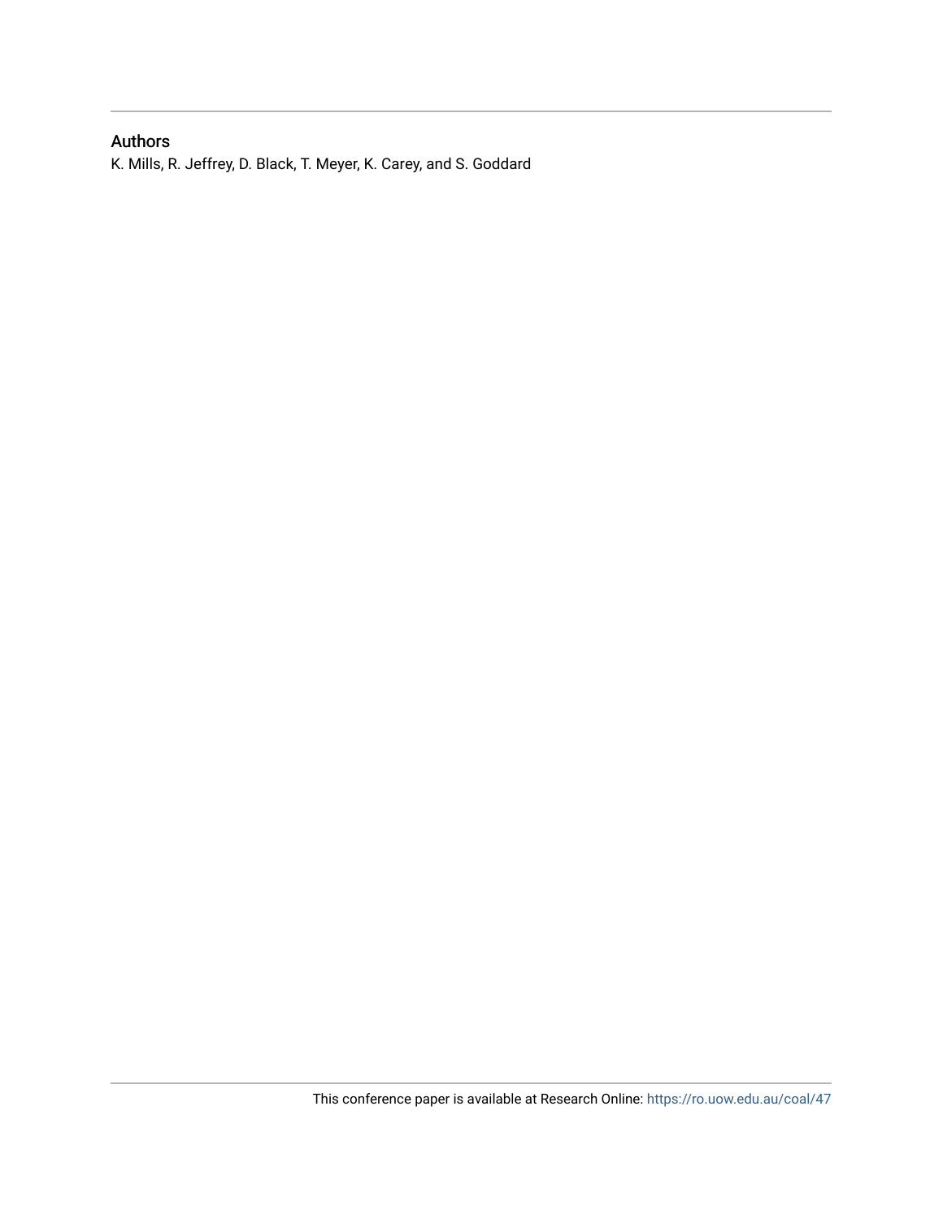## Authors

K. Mills, R. Jeffrey, D. Black, T. Meyer, K. Carey, and S. Goddard

This conference paper is available at Research Online: https://ro.uow.edu.au/coal/47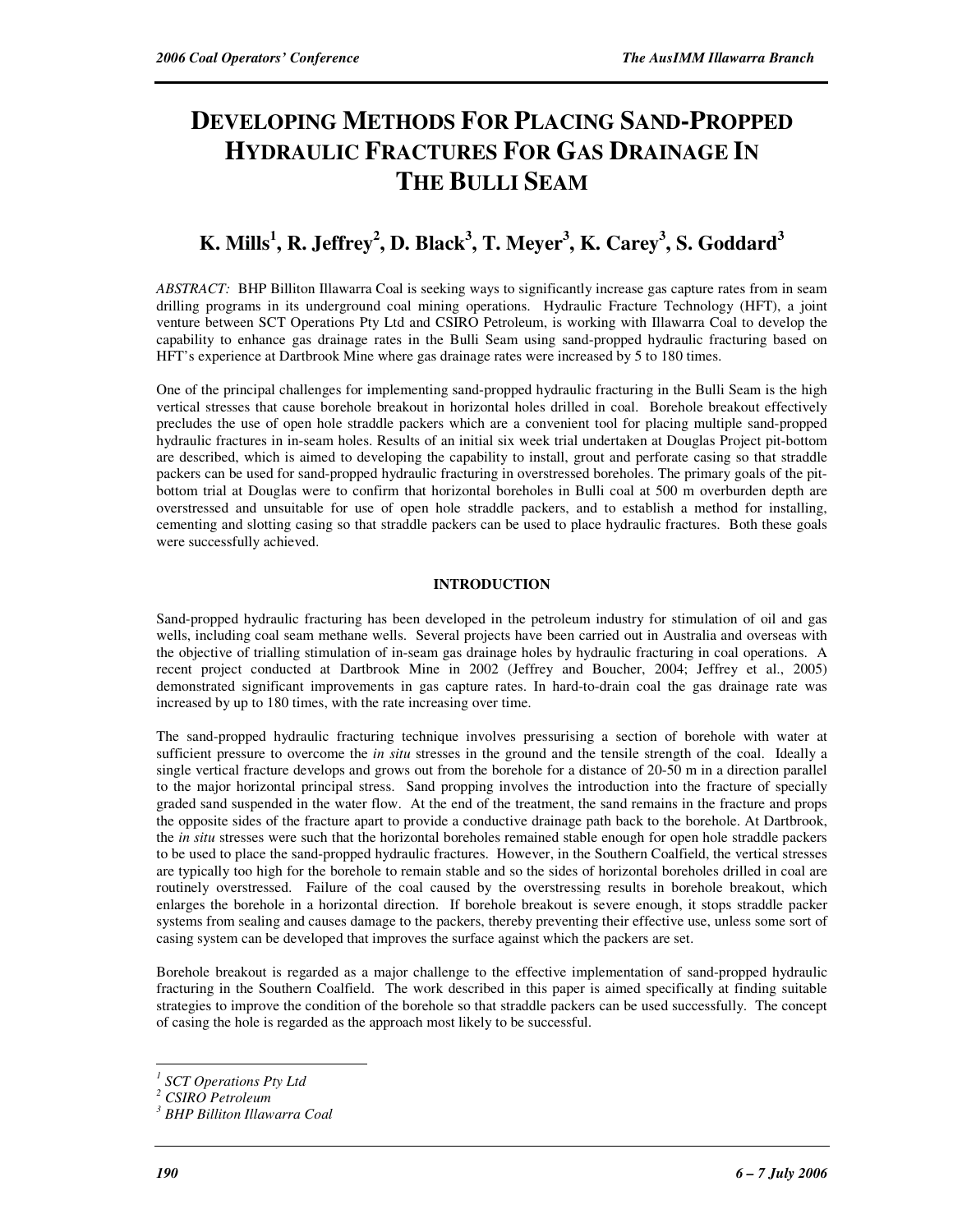# DEVELOPING METHODS FOR PLACING SAND-PROPPED HYDRAULIC FRACTURES FOR GAS DRAINAGE IN THE BULLI SEAM

## K. Mills[1], R. Jeffrey[2], D. Black[3], T. Meyer[3], K. Carey[3], S. Goddard[3]

*ABSTRACT:* BHP Billiton Illawarra Coal is seeking ways to significantly increase gas capture rates from in seam drilling programs in its underground coal mining operations. Hydraulic Fracture Technology (HFT), a joint venture between SCT Operations Pty Ltd and CSIRO Petroleum, is working with Illawarra Coal to develop the capability to enhance gas drainage rates in the Bulli Seam using sand-propped hydraulic fracturing based on HFT's experience at Dartbrook Mine where gas drainage rates were increased by 5 to 180 times.

One of the principal challenges for implementing sand-propped hydraulic fracturing in the Bulli Seam is the high vertical stresses that cause borehole breakout in horizontal holes drilled in coal. Borehole breakout effectively precludes the use of open hole straddle packers which are a convenient tool for placing multiple sand-propped hydraulic fractures in in-seam holes. Results of an initial six week trial undertaken at Douglas Project pit-bottom are described, which is aimed to developing the capability to install, grout and perforate casing so that straddle packers can be used for sand-propped hydraulic fracturing in overstressed boreholes. The primary goals of the pit-bottom trial at Douglas were to confirm that horizontal boreholes in Bulli coal at 500 m overburden depth are overstressed and unsuitable for use of open hole straddle packers, and to establish a method for installing, cementing and slotting casing so that straddle packers can be used to place hydraulic fractures. Both these goals were successfully achieved.

## INTRODUCTION

Sand-propped hydraulic fracturing has been developed in the petroleum industry for stimulation of oil and gas wells, including coal seam methane wells. Several projects have been carried out in Australia and overseas with the objective of trialling stimulation of in-seam gas drainage holes by hydraulic fracturing in coal operations. A recent project conducted at Dartbrook Mine in 2002 (Jeffrey and Boucher, 2004; Jeffrey et al., 2005) demonstrated significant improvements in gas capture rates. In hard-to-drain coal the gas drainage rate was increased by up to 180 times, with the rate increasing over time.

The sand-propped hydraulic fracturing technique involves pressurising a section of borehole with water at sufficient pressure to overcome the *in situ* stresses in the ground and the tensile strength of the coal. Ideally a single vertical fracture develops and grows out from the borehole for a distance of 20-50 m in a direction parallel to the major horizontal principal stress. Sand propping involves the introduction into the fracture of specially graded sand suspended in the water flow. At the end of the treatment, the sand remains in the fracture and props the opposite sides of the fracture apart to provide a conductive drainage path back to the borehole. At Dartbrook, the *in situ* stresses were such that the horizontal boreholes remained stable enough for open hole straddle packers to be used to place the sand-propped hydraulic fractures. However, in the Southern Coalfield, the vertical stresses are typically too high for the borehole to remain stable and so the sides of horizontal boreholes drilled in coal are routinely overstressed. Failure of the coal caused by the overstressing results in borehole breakout, which enlarges the borehole in a horizontal direction. If borehole breakout is severe enough, it stops straddle packer systems from sealing and causes damage to the packers, thereby preventing their effective use, unless some sort of casing system can be developed that improves the surface against which the packers are set.

Borehole breakout is regarded as a major challenge to the effective implementation of sand-propped hydraulic fracturing in the Southern Coalfield. The work described in this paper is aimed specifically at finding suitable strategies to improve the condition of the borehole so that straddle packers can be used successfully. The concept of casing the hole is regarded as the approach most likely to be successful.

---

[1] *SCT Operations Pty Ltd*
[2] *CSIRO Petroleum*
[3] *BHP Billiton Illawarra Coal*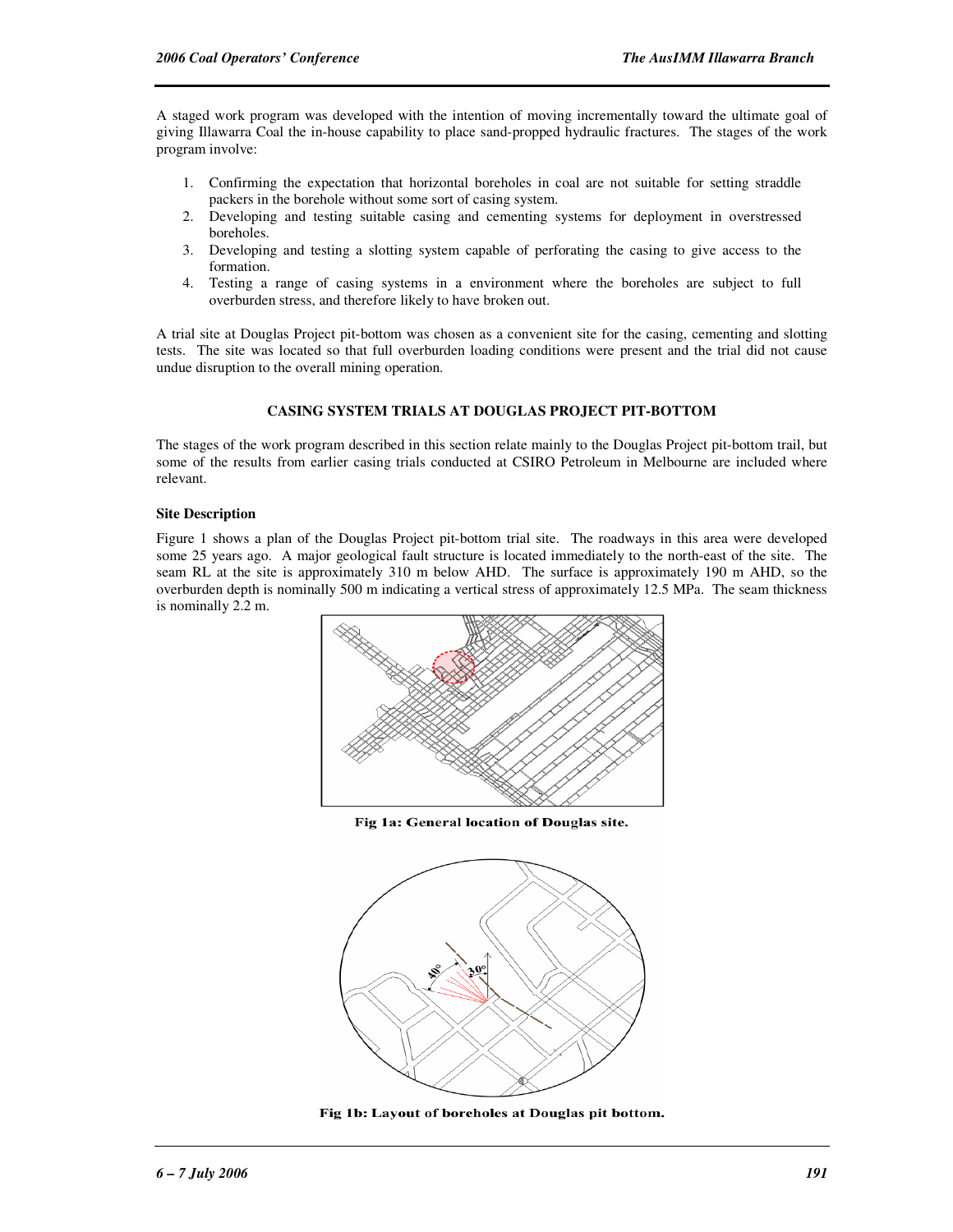A staged work program was developed with the intention of moving incrementally toward the ultimate goal of giving Illawarra Coal the in-house capability to place sand-propped hydraulic fractures. The stages of the work program involve:

1. Confirming the expectation that horizontal boreholes in coal are not suitable for setting straddle packers in the borehole without some sort of casing system.
2. Developing and testing suitable casing and cementing systems for deployment in overstressed boreholes.
3. Developing and testing a slotting system capable of perforating the casing to give access to the formation.
4. Testing a range of casing systems in a environment where the boreholes are subject to full overburden stress, and therefore likely to have broken out.

A trial site at Douglas Project pit-bottom was chosen as a convenient site for the casing, cementing and slotting tests. The site was located so that full overburden loading conditions were present and the trial did not cause undue disruption to the overall mining operation.

## CASING SYSTEM TRIALS AT DOUGLAS PROJECT PIT-BOTTOM

The stages of the work program described in this section relate mainly to the Douglas Project pit-bottom trail, but some of the results from earlier casing trials conducted at CSIRO Petroleum in Melbourne are included where relevant.

### Site Description

Figure 1 shows a plan of the Douglas Project pit-bottom trial site. The roadways in this area were developed some 25 years ago. A major geological fault structure is located immediately to the north-east of the site. The seam RL at the site is approximately 310 m below AHD. The surface is approximately 190 m AHD, so the overburden depth is nominally 500 m indicating a vertical stress of approximately 12.5 MPa. The seam thickness is nominally 2.2 m.

**Fig 1a: General location of Douglas site.**

**Fig 1b: Layout of boreholes at Douglas pit bottom.**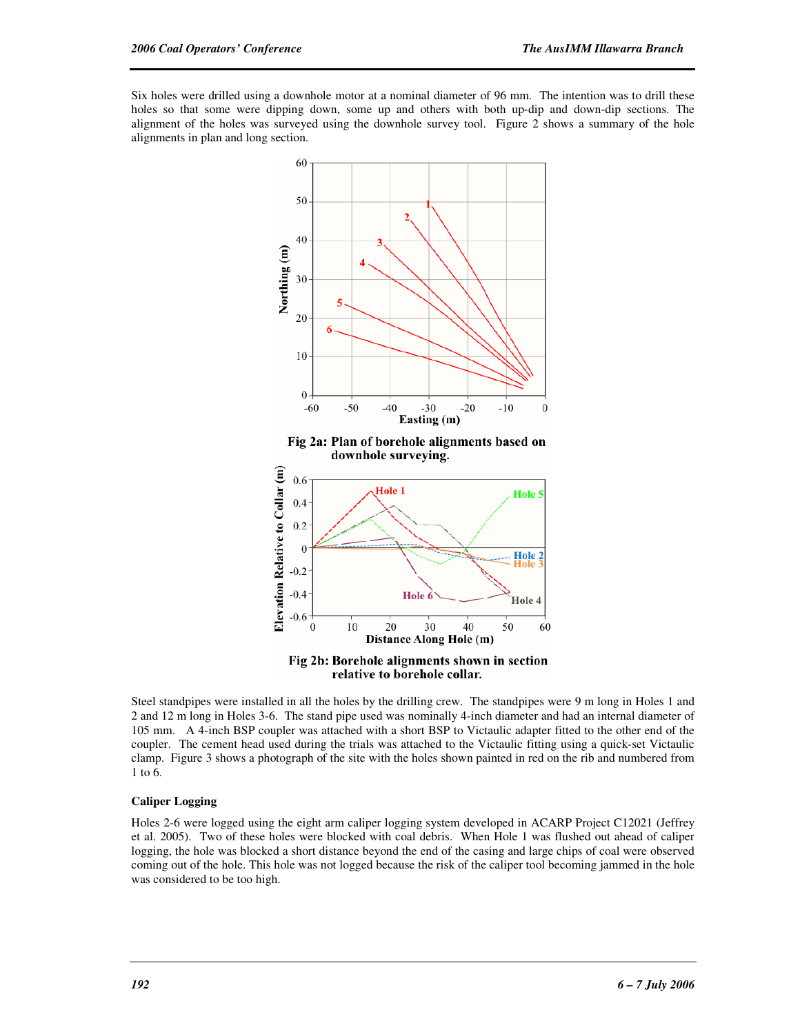Six holes were drilled using a downhole motor at a nominal diameter of 96 mm. The intention was to drill these holes so that some were dipping down, some up and others with both up-dip and down-dip sections. The alignment of the holes was surveyed using the downhole survey tool. Figure 2 shows a summary of the hole alignments in plan and long section.

**Fig 2a: Plan of borehole alignments based on downhole surveying.**

**Fig 2b: Borehole alignments shown in section relative to borehole collar.**

Steel standpipes were installed in all the holes by the drilling crew. The standpipes were 9 m long in Holes 1 and 2 and 12 m long in Holes 3-6. The stand pipe used was nominally 4-inch diameter and had an internal diameter of 105 mm. A 4-inch BSP coupler was attached with a short BSP to Victaulic adapter fitted to the other end of the coupler. The cement head used during the trials was attached to the Victaulic fitting using a quick-set Victaulic clamp. Figure 3 shows a photograph of the site with the holes shown painted in red on the rib and numbered from 1 to 6.

### Caliper Logging

Holes 2-6 were logged using the eight arm caliper logging system developed in ACARP Project C12021 (Jeffrey et al. 2005). Two of these holes were blocked with coal debris. When Hole 1 was flushed out ahead of caliper logging, the hole was blocked a short distance beyond the end of the casing and large chips of coal were observed coming out of the hole. This hole was not logged because the risk of the caliper tool becoming jammed in the hole was considered to be too high.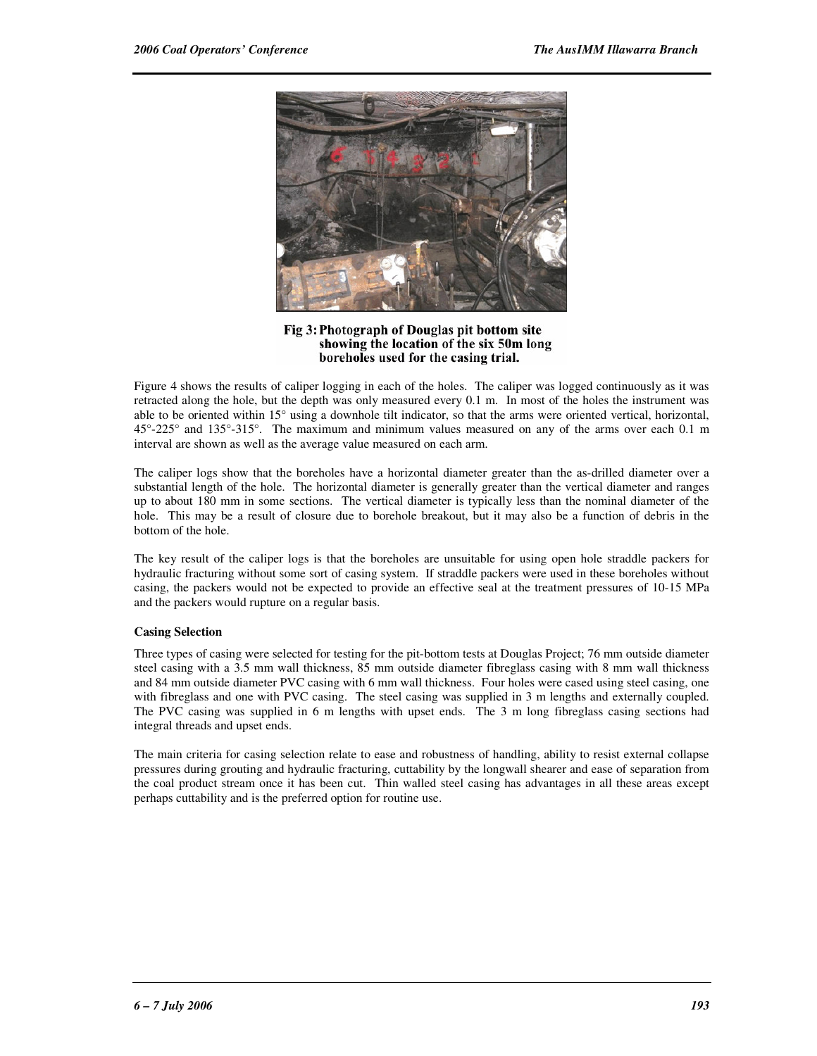**Fig 3: Photograph of Douglas pit bottom site showing the location of the six 50m long boreholes used for the casing trial.**

Figure 4 shows the results of caliper logging in each of the holes. The caliper was logged continuously as it was retracted along the hole, but the depth was only measured every 0.1 m. In most of the holes the instrument was able to be oriented within 15° using a downhole tilt indicator, so that the arms were oriented vertical, horizontal, 45°-225° and 135°-315°. The maximum and minimum values measured on any of the arms over each 0.1 m interval are shown as well as the average value measured on each arm.

The caliper logs show that the boreholes have a horizontal diameter greater than the as-drilled diameter over a substantial length of the hole. The horizontal diameter is generally greater than the vertical diameter and ranges up to about 180 mm in some sections. The vertical diameter is typically less than the nominal diameter of the hole. This may be a result of closure due to borehole breakout, but it may also be a function of debris in the bottom of the hole.

The key result of the caliper logs is that the boreholes are unsuitable for using open hole straddle packers for hydraulic fracturing without some sort of casing system. If straddle packers were used in these boreholes without casing, the packers would not be expected to provide an effective seal at the treatment pressures of 10-15 MPa and the packers would rupture on a regular basis.

**Casing Selection**

Three types of casing were selected for testing for the pit-bottom tests at Douglas Project; 76 mm outside diameter steel casing with a 3.5 mm wall thickness, 85 mm outside diameter fibreglass casing with 8 mm wall thickness and 84 mm outside diameter PVC casing with 6 mm wall thickness. Four holes were cased using steel casing, one with fibreglass and one with PVC casing. The steel casing was supplied in 3 m lengths and externally coupled. The PVC casing was supplied in 6 m lengths with upset ends. The 3 m long fibreglass casing sections had integral threads and upset ends.

The main criteria for casing selection relate to ease and robustness of handling, ability to resist external collapse pressures during grouting and hydraulic fracturing, cuttability by the longwall shearer and ease of separation from the coal product stream once it has been cut. Thin walled steel casing has advantages in all these areas except perhaps cuttability and is the preferred option for routine use.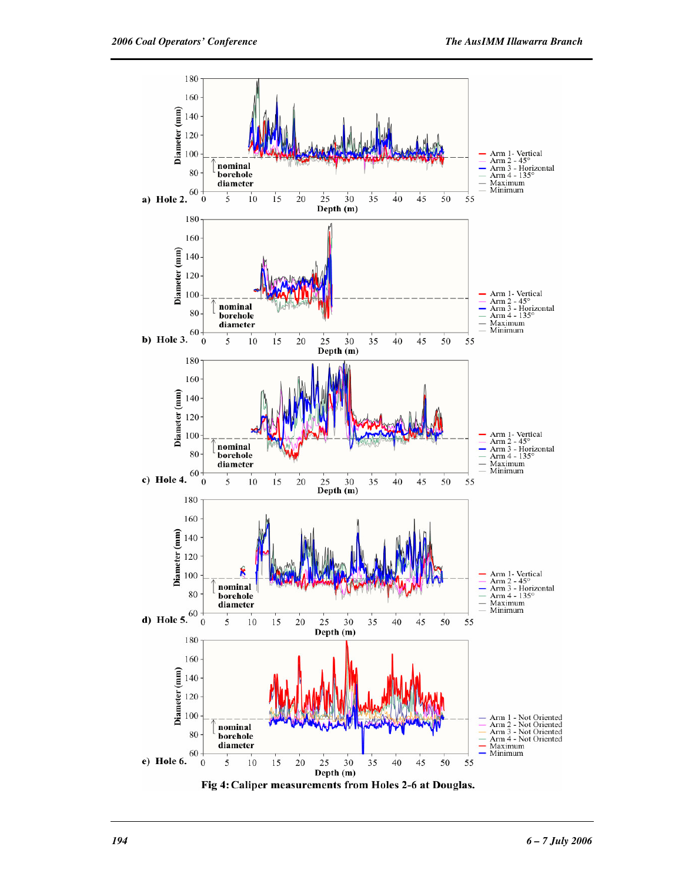Fig 4: Caliper measurements from Holes 2-6 at Douglas.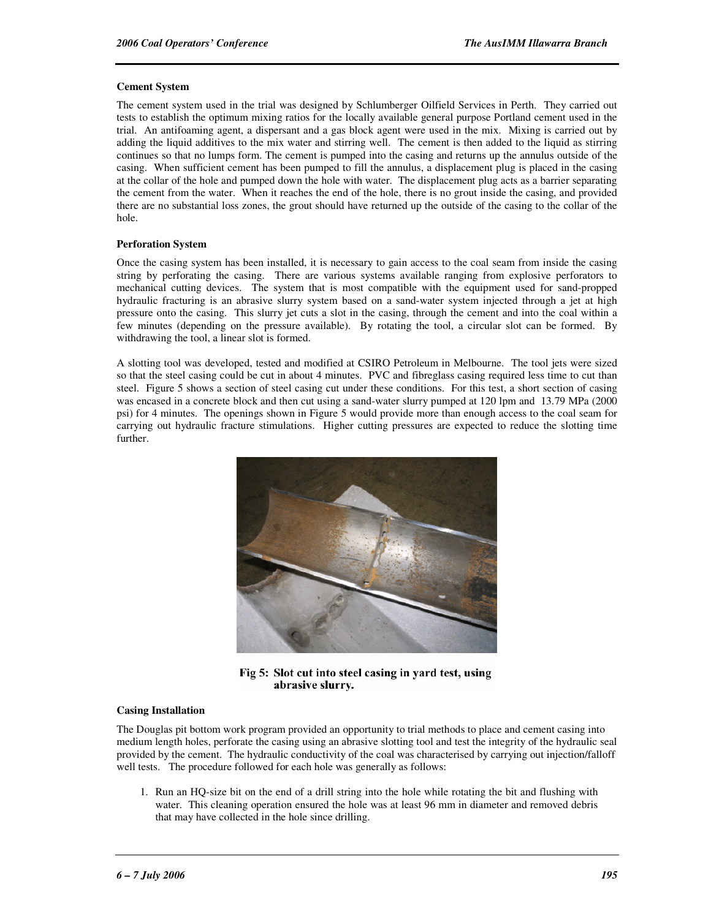**Cement System**

The cement system used in the trial was designed by Schlumberger Oilfield Services in Perth. They carried out tests to establish the optimum mixing ratios for the locally available general purpose Portland cement used in the trial. An antifoaming agent, a dispersant and a gas block agent were used in the mix. Mixing is carried out by adding the liquid additives to the mix water and stirring well. The cement is then added to the liquid as stirring continues so that no lumps form. The cement is pumped into the casing and returns up the annulus outside of the casing. When sufficient cement has been pumped to fill the annulus, a displacement plug is placed in the casing at the collar of the hole and pumped down the hole with water. The displacement plug acts as a barrier separating the cement from the water. When it reaches the end of the hole, there is no grout inside the casing, and provided there are no substantial loss zones, the grout should have returned up the outside of the casing to the collar of the hole.

**Perforation System**

Once the casing system has been installed, it is necessary to gain access to the coal seam from inside the casing string by perforating the casing. There are various systems available ranging from explosive perforators to mechanical cutting devices. The system that is most compatible with the equipment used for sand-propped hydraulic fracturing is an abrasive slurry system based on a sand-water system injected through a jet at high pressure onto the casing. This slurry jet cuts a slot in the casing, through the cement and into the coal within a few minutes (depending on the pressure available). By rotating the tool, a circular slot can be formed. By withdrawing the tool, a linear slot is formed.

A slotting tool was developed, tested and modified at CSIRO Petroleum in Melbourne. The tool jets were sized so that the steel casing could be cut in about 4 minutes. PVC and fibreglass casing required less time to cut than steel. Figure 5 shows a section of steel casing cut under these conditions. For this test, a short section of casing was encased in a concrete block and then cut using a sand-water slurry pumped at 120 lpm and 13.79 MPa (2000 psi) for 4 minutes. The openings shown in Figure 5 would provide more than enough access to the coal seam for carrying out hydraulic fracture stimulations. Higher cutting pressures are expected to reduce the slotting time further.

**Fig 5: Slot cut into steel casing in yard test, using abrasive slurry.**

**Casing Installation**

The Douglas pit bottom work program provided an opportunity to trial methods to place and cement casing into medium length holes, perforate the casing using an abrasive slotting tool and test the integrity of the hydraulic seal provided by the cement. The hydraulic conductivity of the coal was characterised by carrying out injection/falloff well tests. The procedure followed for each hole was generally as follows:

1. Run an HQ-size bit on the end of a drill string into the hole while rotating the bit and flushing with water. This cleaning operation ensured the hole was at least 96 mm in diameter and removed debris that may have collected in the hole since drilling.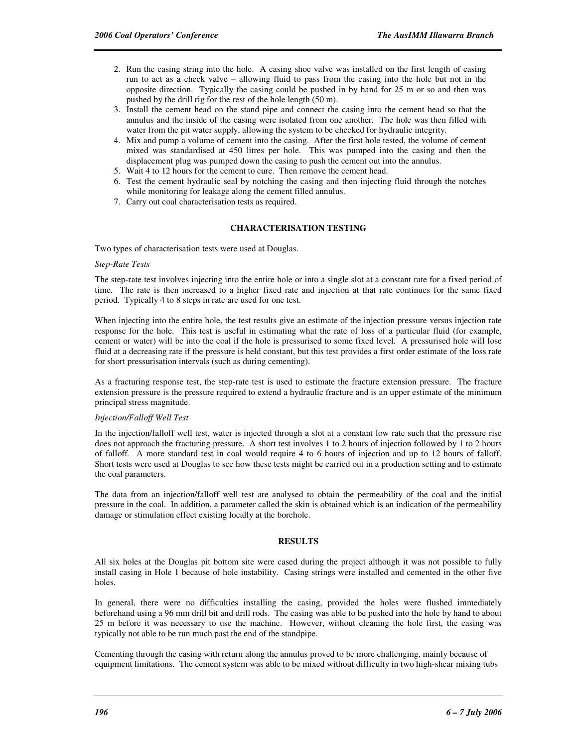2. Run the casing string into the hole. A casing shoe valve was installed on the first length of casing run to act as a check valve – allowing fluid to pass from the casing into the hole but not in the opposite direction. Typically the casing could be pushed in by hand for 25 m or so and then was pushed by the drill rig for the rest of the hole length (50 m).
3. Install the cement head on the stand pipe and connect the casing into the cement head so that the annulus and the inside of the casing were isolated from one another. The hole was then filled with water from the pit water supply, allowing the system to be checked for hydraulic integrity.
4. Mix and pump a volume of cement into the casing. After the first hole tested, the volume of cement mixed was standardised at 450 litres per hole. This was pumped into the casing and then the displacement plug was pumped down the casing to push the cement out into the annulus.
5. Wait 4 to 12 hours for the cement to cure. Then remove the cement head.
6. Test the cement hydraulic seal by notching the casing and then injecting fluid through the notches while monitoring for leakage along the cement filled annulus.
7. Carry out coal characterisation tests as required.

## CHARACTERISATION TESTING

Two types of characterisation tests were used at Douglas.

### *Step-Rate Tests*

The step-rate test involves injecting into the entire hole or into a single slot at a constant rate for a fixed period of time. The rate is then increased to a higher fixed rate and injection at that rate continues for the same fixed period. Typically 4 to 8 steps in rate are used for one test.

When injecting into the entire hole, the test results give an estimate of the injection pressure versus injection rate response for the hole. This test is useful in estimating what the rate of loss of a particular fluid (for example, cement or water) will be into the coal if the hole is pressurised to some fixed level. A pressurised hole will lose fluid at a decreasing rate if the pressure is held constant, but this test provides a first order estimate of the loss rate for short pressurisation intervals (such as during cementing).

As a fracturing response test, the step-rate test is used to estimate the fracture extension pressure. The fracture extension pressure is the pressure required to extend a hydraulic fracture and is an upper estimate of the minimum principal stress magnitude.

### *Injection/Falloff Well Test*

In the injection/falloff well test, water is injected through a slot at a constant low rate such that the pressure rise does not approach the fracturing pressure. A short test involves 1 to 2 hours of injection followed by 1 to 2 hours of falloff. A more standard test in coal would require 4 to 6 hours of injection and up to 12 hours of falloff. Short tests were used at Douglas to see how these tests might be carried out in a production setting and to estimate the coal parameters.

The data from an injection/falloff well test are analysed to obtain the permeability of the coal and the initial pressure in the coal. In addition, a parameter called the skin is obtained which is an indication of the permeability damage or stimulation effect existing locally at the borehole.

## RESULTS

All six holes at the Douglas pit bottom site were cased during the project although it was not possible to fully install casing in Hole 1 because of hole instability. Casing strings were installed and cemented in the other five holes.

In general, there were no difficulties installing the casing, provided the holes were flushed immediately beforehand using a 96 mm drill bit and drill rods. The casing was able to be pushed into the hole by hand to about 25 m before it was necessary to use the machine. However, without cleaning the hole first, the casing was typically not able to be run much past the end of the standpipe.

Cementing through the casing with return along the annulus proved to be more challenging, mainly because of equipment limitations. The cement system was able to be mixed without difficulty in two high-shear mixing tubs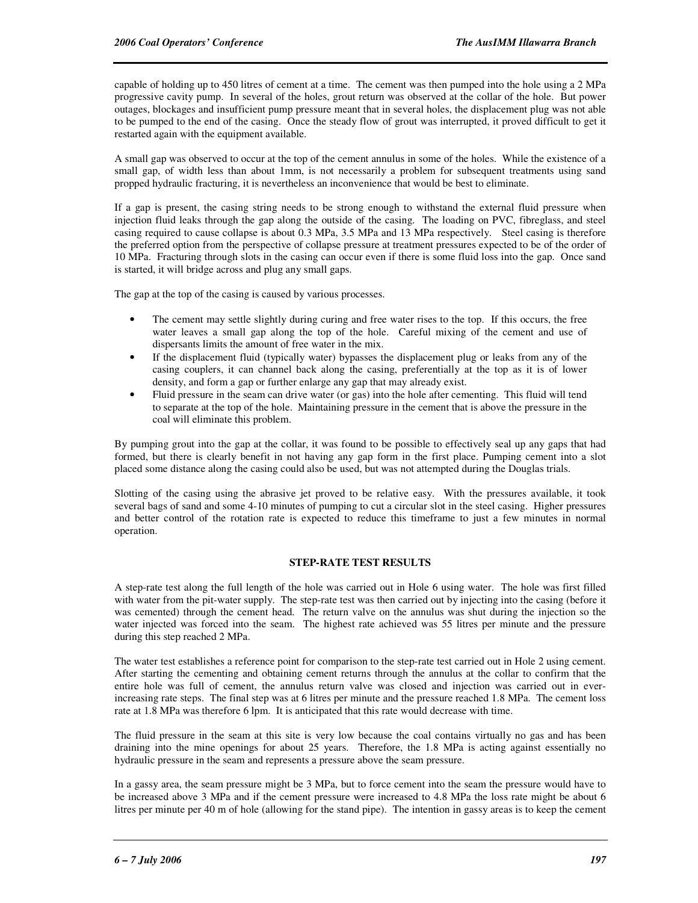capable of holding up to 450 litres of cement at a time. The cement was then pumped into the hole using a 2 MPa progressive cavity pump. In several of the holes, grout return was observed at the collar of the hole. But power outages, blockages and insufficient pump pressure meant that in several holes, the displacement plug was not able to be pumped to the end of the casing. Once the steady flow of grout was interrupted, it proved difficult to get it restarted again with the equipment available.

A small gap was observed to occur at the top of the cement annulus in some of the holes. While the existence of a small gap, of width less than about 1mm, is not necessarily a problem for subsequent treatments using sand propped hydraulic fracturing, it is nevertheless an inconvenience that would be best to eliminate.

If a gap is present, the casing string needs to be strong enough to withstand the external fluid pressure when injection fluid leaks through the gap along the outside of the casing. The loading on PVC, fibreglass, and steel casing required to cause collapse is about 0.3 MPa, 3.5 MPa and 13 MPa respectively. Steel casing is therefore the preferred option from the perspective of collapse pressure at treatment pressures expected to be of the order of 10 MPa. Fracturing through slots in the casing can occur even if there is some fluid loss into the gap. Once sand is started, it will bridge across and plug any small gaps.

The gap at the top of the casing is caused by various processes.

- The cement may settle slightly during curing and free water rises to the top. If this occurs, the free water leaves a small gap along the top of the hole. Careful mixing of the cement and use of dispersants limits the amount of free water in the mix.
- If the displacement fluid (typically water) bypasses the displacement plug or leaks from any of the casing couplers, it can channel back along the casing, preferentially at the top as it is of lower density, and form a gap or further enlarge any gap that may already exist.
- Fluid pressure in the seam can drive water (or gas) into the hole after cementing. This fluid will tend to separate at the top of the hole. Maintaining pressure in the cement that is above the pressure in the coal will eliminate this problem.

By pumping grout into the gap at the collar, it was found to be possible to effectively seal up any gaps that had formed, but there is clearly benefit in not having any gap form in the first place. Pumping cement into a slot placed some distance along the casing could also be used, but was not attempted during the Douglas trials.

Slotting of the casing using the abrasive jet proved to be relative easy. With the pressures available, it took several bags of sand and some 4-10 minutes of pumping to cut a circular slot in the steel casing. Higher pressures and better control of the rotation rate is expected to reduce this timeframe to just a few minutes in normal operation.

## STEP-RATE TEST RESULTS

A step-rate test along the full length of the hole was carried out in Hole 6 using water. The hole was first filled with water from the pit-water supply. The step-rate test was then carried out by injecting into the casing (before it was cemented) through the cement head. The return valve on the annulus was shut during the injection so the water injected was forced into the seam. The highest rate achieved was 55 litres per minute and the pressure during this step reached 2 MPa.

The water test establishes a reference point for comparison to the step-rate test carried out in Hole 2 using cement. After starting the cementing and obtaining cement returns through the annulus at the collar to confirm that the entire hole was full of cement, the annulus return valve was closed and injection was carried out in ever-increasing rate steps. The final step was at 6 litres per minute and the pressure reached 1.8 MPa. The cement loss rate at 1.8 MPa was therefore 6 lpm. It is anticipated that this rate would decrease with time.

The fluid pressure in the seam at this site is very low because the coal contains virtually no gas and has been draining into the mine openings for about 25 years. Therefore, the 1.8 MPa is acting against essentially no hydraulic pressure in the seam and represents a pressure above the seam pressure.

In a gassy area, the seam pressure might be 3 MPa, but to force cement into the seam the pressure would have to be increased above 3 MPa and if the cement pressure were increased to 4.8 MPa the loss rate might be about 6 litres per minute per 40 m of hole (allowing for the stand pipe). The intention in gassy areas is to keep the cement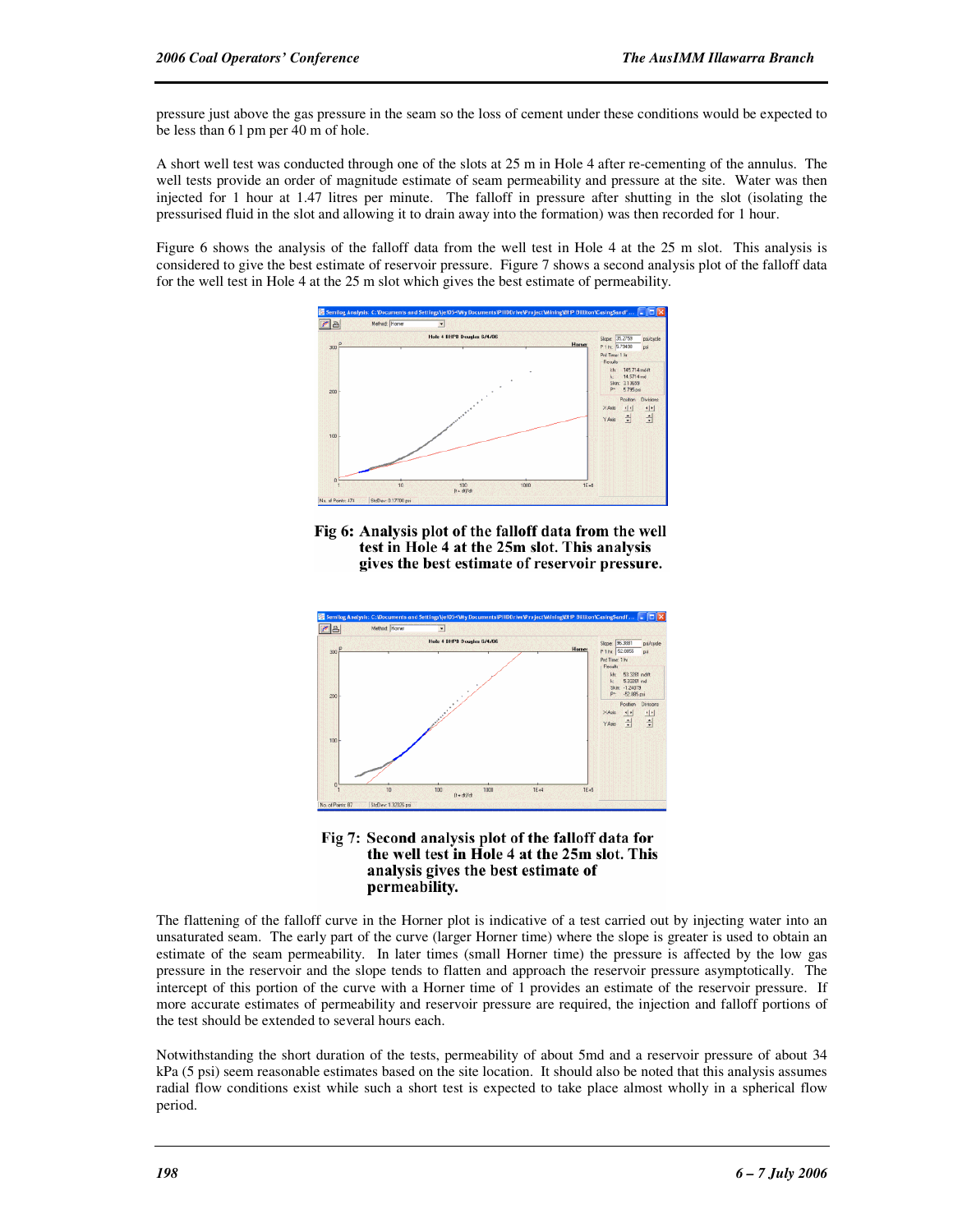pressure just above the gas pressure in the seam so the loss of cement under these conditions would be expected to be less than 6 l pm per 40 m of hole.

A short well test was conducted through one of the slots at 25 m in Hole 4 after re-cementing of the annulus. The well tests provide an order of magnitude estimate of seam permeability and pressure at the site. Water was then injected for 1 hour at 1.47 litres per minute. The falloff in pressure after shutting in the slot (isolating the pressurised fluid in the slot and allowing it to drain away into the formation) was then recorded for 1 hour.

Figure 6 shows the analysis of the falloff data from the well test in Hole 4 at the 25 m slot. This analysis is considered to give the best estimate of reservoir pressure. Figure 7 shows a second analysis plot of the falloff data for the well test in Hole 4 at the 25 m slot which gives the best estimate of permeability.

**Fig 6: Analysis plot of the falloff data from the well test in Hole 4 at the 25m slot. This analysis gives the best estimate of reservoir pressure.**

**Fig 7: Second analysis plot of the falloff data for the well test in Hole 4 at the 25m slot. This analysis gives the best estimate of permeability.**

The flattening of the falloff curve in the Horner plot is indicative of a test carried out by injecting water into an unsaturated seam. The early part of the curve (larger Horner time) where the slope is greater is used to obtain an estimate of the seam permeability. In later times (small Horner time) the pressure is affected by the low gas pressure in the reservoir and the slope tends to flatten and approach the reservoir pressure asymptotically. The intercept of this portion of the curve with a Horner time of 1 provides an estimate of the reservoir pressure. If more accurate estimates of permeability and reservoir pressure are required, the injection and falloff portions of the test should be extended to several hours each.

Notwithstanding the short duration of the tests, permeability of about 5md and a reservoir pressure of about 34 kPa (5 psi) seem reasonable estimates based on the site location. It should also be noted that this analysis assumes radial flow conditions exist while such a short test is expected to take place almost wholly in a spherical flow period.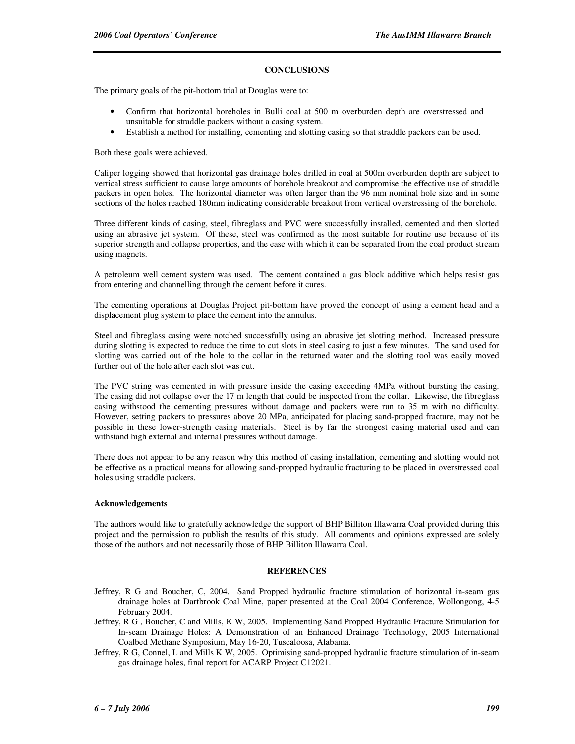## CONCLUSIONS

The primary goals of the pit-bottom trial at Douglas were to:

- Confirm that horizontal boreholes in Bulli coal at 500 m overburden depth are overstressed and unsuitable for straddle packers without a casing system.
- Establish a method for installing, cementing and slotting casing so that straddle packers can be used.

Both these goals were achieved.

Caliper logging showed that horizontal gas drainage holes drilled in coal at 500m overburden depth are subject to vertical stress sufficient to cause large amounts of borehole breakout and compromise the effective use of straddle packers in open holes. The horizontal diameter was often larger than the 96 mm nominal hole size and in some sections of the holes reached 180mm indicating considerable breakout from vertical overstressing of the borehole.

Three different kinds of casing, steel, fibreglass and PVC were successfully installed, cemented and then slotted using an abrasive jet system. Of these, steel was confirmed as the most suitable for routine use because of its superior strength and collapse properties, and the ease with which it can be separated from the coal product stream using magnets.

A petroleum well cement system was used. The cement contained a gas block additive which helps resist gas from entering and channelling through the cement before it cures.

The cementing operations at Douglas Project pit-bottom have proved the concept of using a cement head and a displacement plug system to place the cement into the annulus.

Steel and fibreglass casing were notched successfully using an abrasive jet slotting method. Increased pressure during slotting is expected to reduce the time to cut slots in steel casing to just a few minutes. The sand used for slotting was carried out of the hole to the collar in the returned water and the slotting tool was easily moved further out of the hole after each slot was cut.

The PVC string was cemented in with pressure inside the casing exceeding 4MPa without bursting the casing. The casing did not collapse over the 17 m length that could be inspected from the collar. Likewise, the fibreglass casing withstood the cementing pressures without damage and packers were run to 35 m with no difficulty. However, setting packers to pressures above 20 MPa, anticipated for placing sand-propped fracture, may not be possible in these lower-strength casing materials. Steel is by far the strongest casing material used and can withstand high external and internal pressures without damage.

There does not appear to be any reason why this method of casing installation, cementing and slotting would not be effective as a practical means for allowing sand-propped hydraulic fracturing to be placed in overstressed coal holes using straddle packers.

### Acknowledgements

The authors would like to gratefully acknowledge the support of BHP Billiton Illawarra Coal provided during this project and the permission to publish the results of this study. All comments and opinions expressed are solely those of the authors and not necessarily those of BHP Billiton Illawarra Coal.

## REFERENCES

Jeffrey, R G and Boucher, C, 2004. Sand Propped hydraulic fracture stimulation of horizontal in-seam gas drainage holes at Dartbrook Coal Mine, paper presented at the Coal 2004 Conference, Wollongong, 4-5 February 2004.

Jeffrey, R G , Boucher, C and Mills, K W, 2005. Implementing Sand Propped Hydraulic Fracture Stimulation for In-seam Drainage Holes: A Demonstration of an Enhanced Drainage Technology, 2005 International Coalbed Methane Symposium, May 16-20, Tuscaloosa, Alabama.

Jeffrey, R G, Connel, L and Mills K W, 2005. Optimising sand-propped hydraulic fracture stimulation of in-seam gas drainage holes, final report for ACARP Project C12021.